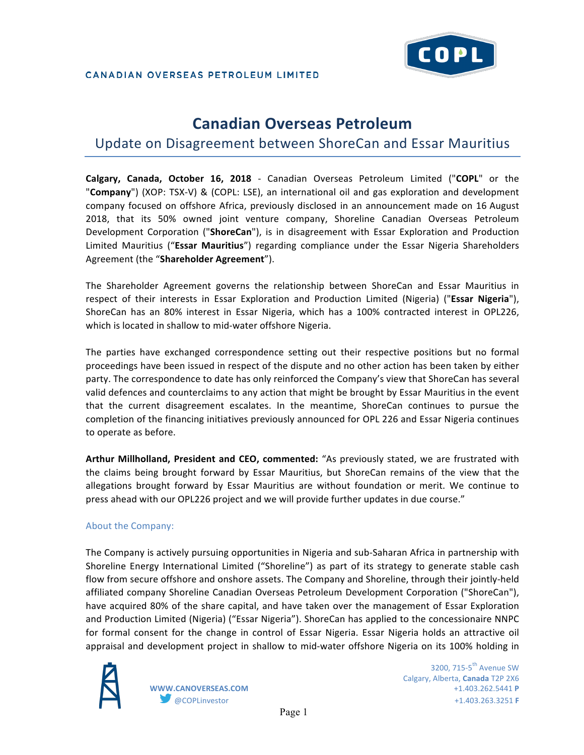CANADIAN OVERSEAS PETROLEUM LIMITED

# Canadian Overseas Petroleum

## Update on Disagreement between ShoreCan and Essar Mauritius

**Calgary, Canada, October 16, 2018** - Canadian Overseas Petroleum Limited ("**COPL**" or the "**Company**") (XOP: TSX-V) & (COPL: LSE), an international oil and gas exploration and development company focused on offshore Africa, previously disclosed in an announcement made on 16 August 2018, that its 50% owned joint venture company, Shoreline Canadian Overseas Petroleum Development Corporation ("**ShoreCan**"), is in disagreement with Essar Exploration and Production Limited Mauritius ("**Essar Mauritius**") regarding compliance under the Essar Nigeria Shareholders Agreement (the "**Shareholder Agreement**").

The Shareholder Agreement governs the relationship between ShoreCan and Essar Mauritius in respect of their interests in Essar Exploration and Production Limited (Nigeria) ("**Essar Nigeria**"), ShoreCan has an 80% interest in Essar Nigeria, which has a 100% contracted interest in OPL226, which is located in shallow to mid-water offshore Nigeria.

The parties have exchanged correspondence setting out their respective positions but no formal proceedings have been issued in respect of the dispute and no other action has been taken by either party. The correspondence to date has only reinforced the Company's view that ShoreCan has several valid defences and counterclaims to any action that might be brought by Essar Mauritius in the event that the current disagreement escalates. In the meantime, ShoreCan continues to pursue the completion of the financing initiatives previously announced for OPL 226 and Essar Nigeria continues to operate as before.

**Arthur Millholland, President and CEO, commented:** "As previously stated, we are frustrated with the claims being brought forward by Essar Mauritius, but ShoreCan remains of the view that the allegations brought forward by Essar Mauritius are without foundation or merit. We continue to press ahead with our OPL226 project and we will provide further updates in due course."

### About the Company:

The Company is actively pursuing opportunities in Nigeria and sub-Saharan Africa in partnership with Shoreline Energy International Limited ("Shoreline") as part of its strategy to generate stable cash flow from secure offshore and onshore assets. The Company and Shoreline, through their jointly-held affiliated company Shoreline Canadian Overseas Petroleum Development Corporation ("ShoreCan"), have acquired 80% of the share capital, and have taken over the management of Essar Exploration and Production Limited (Nigeria) ("Essar Nigeria"). ShoreCan has applied to the concessionaire NNPC for formal consent for the change in control of Essar Nigeria. Essar Nigeria holds an attractive oil appraisal and development project in shallow to mid-water offshore Nigeria on its 100% holding in

WWW.CANOVERSEAS.COM
@COPLinvestor

3200, 715-5th Avenue SW
Calgary, Alberta, **Canada** T2P 2X6
+1.403.262.5441 **P**
+1.403.263.3251 **F**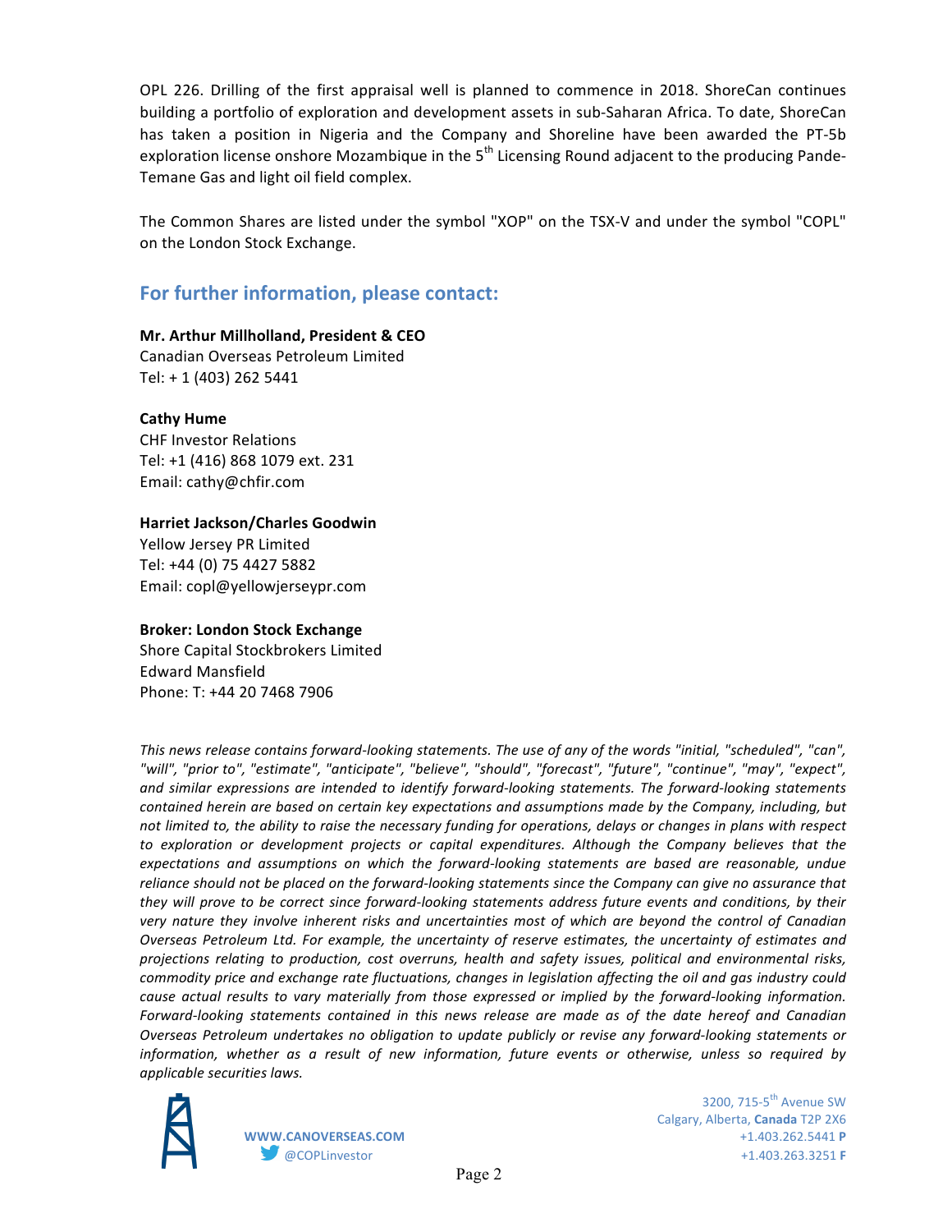OPL 226. Drilling of the first appraisal well is planned to commence in 2018. ShoreCan continues building a portfolio of exploration and development assets in sub-Saharan Africa. To date, ShoreCan has taken a position in Nigeria and the Company and Shoreline have been awarded the PT-5b exploration license onshore Mozambique in the 5th Licensing Round adjacent to the producing Pande-Temane Gas and light oil field complex.

The Common Shares are listed under the symbol "XOP" on the TSX-V and under the symbol "COPL" on the London Stock Exchange.

## For further information, please contact:

**Mr. Arthur Millholland, President & CEO**
Canadian Overseas Petroleum Limited
Tel: + 1 (403) 262 5441

**Cathy Hume**
CHF Investor Relations
Tel: +1 (416) 868 1079 ext. 231
Email: cathy@chfir.com

**Harriet Jackson/Charles Goodwin**
Yellow Jersey PR Limited
Tel: +44 (0) 75 4427 5882
Email: copl@yellowjerseypr.com

**Broker: London Stock Exchange**
Shore Capital Stockbrokers Limited
Edward Mansfield
Phone: T: +44 20 7468 7906

*This news release contains forward-looking statements. The use of any of the words "initial, "scheduled", "can", "will", "prior to", "estimate", "anticipate", "believe", "should", "forecast", "future", "continue", "may", "expect", and similar expressions are intended to identify forward-looking statements. The forward-looking statements contained herein are based on certain key expectations and assumptions made by the Company, including, but not limited to, the ability to raise the necessary funding for operations, delays or changes in plans with respect to exploration or development projects or capital expenditures. Although the Company believes that the expectations and assumptions on which the forward-looking statements are based are reasonable, undue reliance should not be placed on the forward-looking statements since the Company can give no assurance that they will prove to be correct since forward-looking statements address future events and conditions, by their very nature they involve inherent risks and uncertainties most of which are beyond the control of Canadian Overseas Petroleum Ltd. For example, the uncertainty of reserve estimates, the uncertainty of estimates and projections relating to production, cost overruns, health and safety issues, political and environmental risks, commodity price and exchange rate fluctuations, changes in legislation affecting the oil and gas industry could cause actual results to vary materially from those expressed or implied by the forward-looking information. Forward-looking statements contained in this news release are made as of the date hereof and Canadian Overseas Petroleum undertakes no obligation to update publicly or revise any forward-looking statements or information, whether as a result of new information, future events or otherwise, unless so required by applicable securities laws.*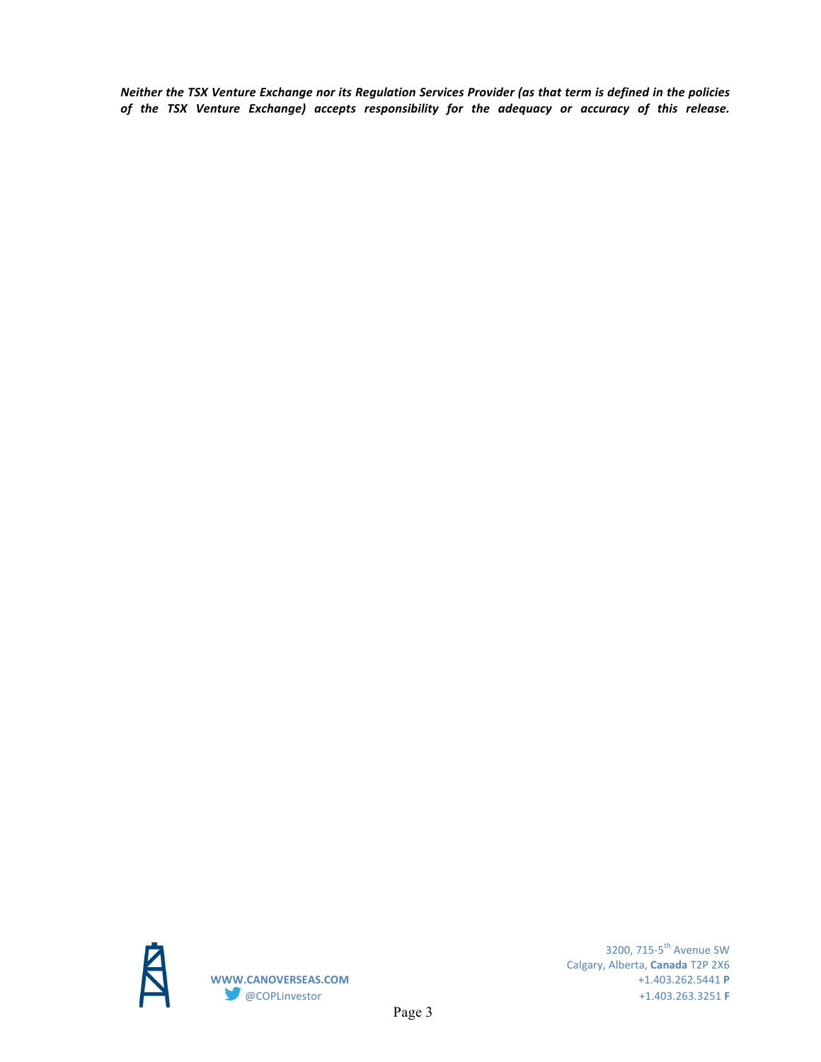***Neither the TSX Venture Exchange nor its Regulation Services Provider (as that term is defined in the policies of the TSX Venture Exchange) accepts responsibility for the adequacy or accuracy of this release.***